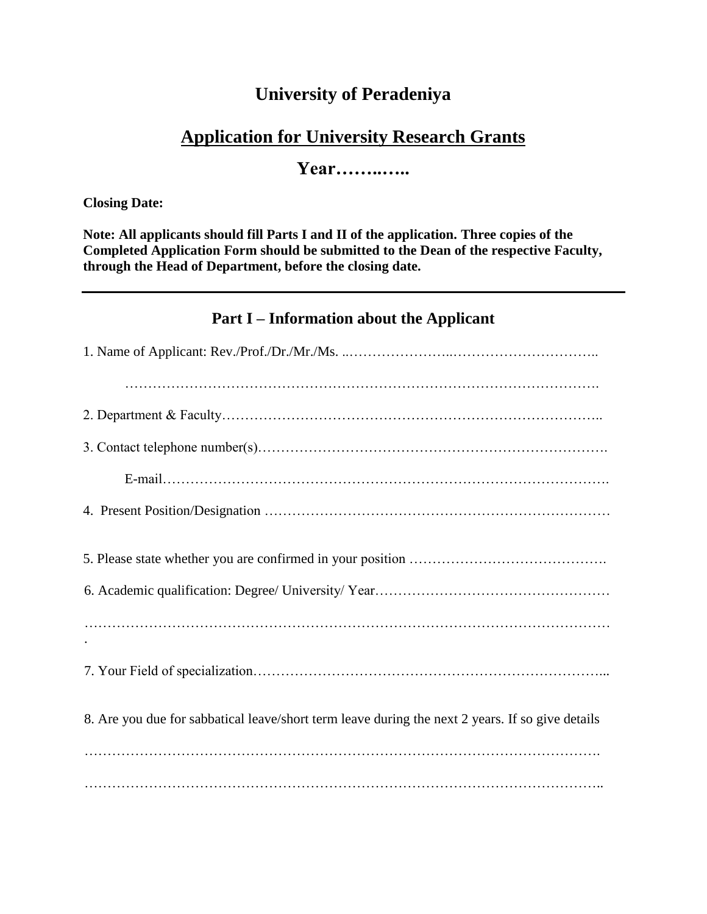# University of Peradeniya

## Application for University Research Grants

## Year……..…..

**Closing Date:**

**Note: All applicants should fill Parts I and II of the application. Three copies of the Completed Application Form should be submitted to the Dean of the respective Faculty, through the Head of Department, before the closing date.**

---

## Part I – Information about the Applicant

1. Name of Applicant: Rev./Prof./Dr./Mr./Ms. ..…………………..…………………………..

   ……………………………………………………………………………………….

2. Department & Faculty……………….……………………………………….…………..

3. Contact telephone number(s)……………………………………………………………….

   E-mail………………………………………………………………………………….

4. Present Position/Designation ………………………………………………………………

5. Please state whether you are confirmed in your position …………………………………….

6. Academic qualification: Degree/ University/ Year……………………………………………

   ………………………………………………………………………………………………….

7. Your Field of specialization…………………………………………………….…………...

8. Are you due for sabbatical leave/short term leave during the next 2 years. If so give details

   ……………………………………………………………………………………………….

   ………………………………………………………………………………………………..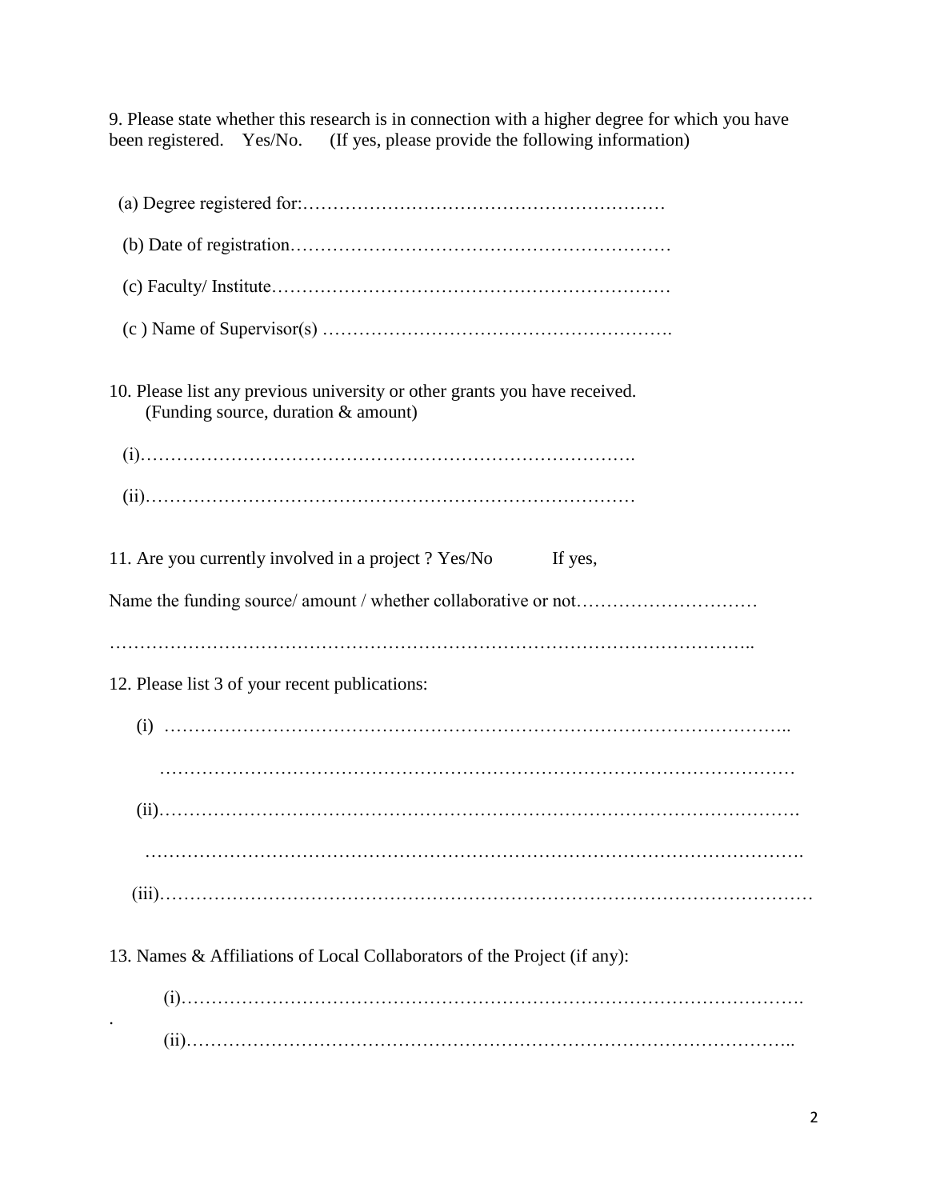9. Please state whether this research is in connection with a higher degree for which you have been registered.    Yes/No.      (If yes, please provide the following information)

(a) Degree registered for:……………………………………………………

(b) Date of registration………………………………………………………

(c) Faculty/ Institute…………………………………………………………

(c ) Name of Supervisor(s) ………………………………………………….

10. Please list any previous university or other grants you have received.
(Funding source, duration & amount)

(i)……………………………………………………………………….

(ii)………………………………………………………………………

11. Are you currently involved in a project ? Yes/No          If yes,

Name the funding source/ amount / whether collaborative or not…………………………

…………………………………………………………………………………………..

12. Please list 3 of your recent publications:

(i) ……………………………………………………………………………………..

…………………………………………………………………………………………

(ii)………………………………………………………………………………………….

…………………………………………………………………………………………….

(iii)…………………………………………………………………………………………

13. Names & Affiliations of Local Collaborators of the Project (if any):

(i)……………………………………………………………………………………….

(ii)……………………………………………………………………………………..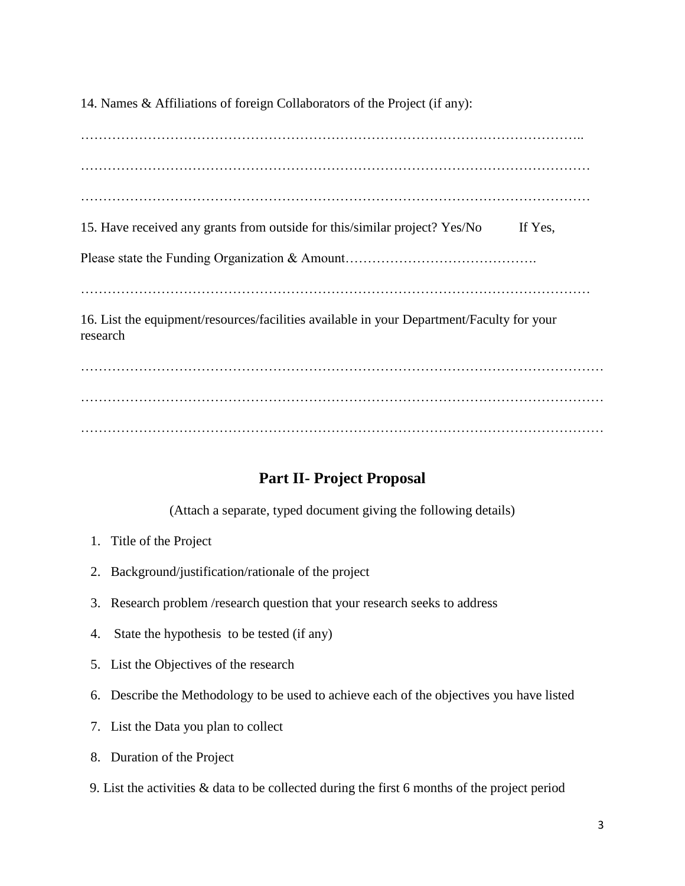14. Names & Affiliations of foreign Collaborators of the Project (if any):

…………………………………………………………………………………………………..

……………………………………………………………………………………………………

……………………………………………………………………………………………………

15. Have received any grants from outside for this/similar project? Yes/No If Yes,

Please state the Funding Organization & Amount…………………………………….

……………………………………………………………………………………………………

16. List the equipment/resources/facilities available in your Department/Faculty for your research

………………………………………………………………………………………………………

………………………………………………………………………………………………………

………………………………………………………………………………………………………

## Part II- Project Proposal

(Attach a separate, typed document giving the following details)

1. Title of the Project
2. Background/justification/rationale of the project
3. Research problem /research question that your research seeks to address
4. State the hypothesis to be tested (if any)
5. List the Objectives of the research
6. Describe the Methodology to be used to achieve each of the objectives you have listed
7. List the Data you plan to collect
8. Duration of the Project
9. List the activities & data to be collected during the first 6 months of the project period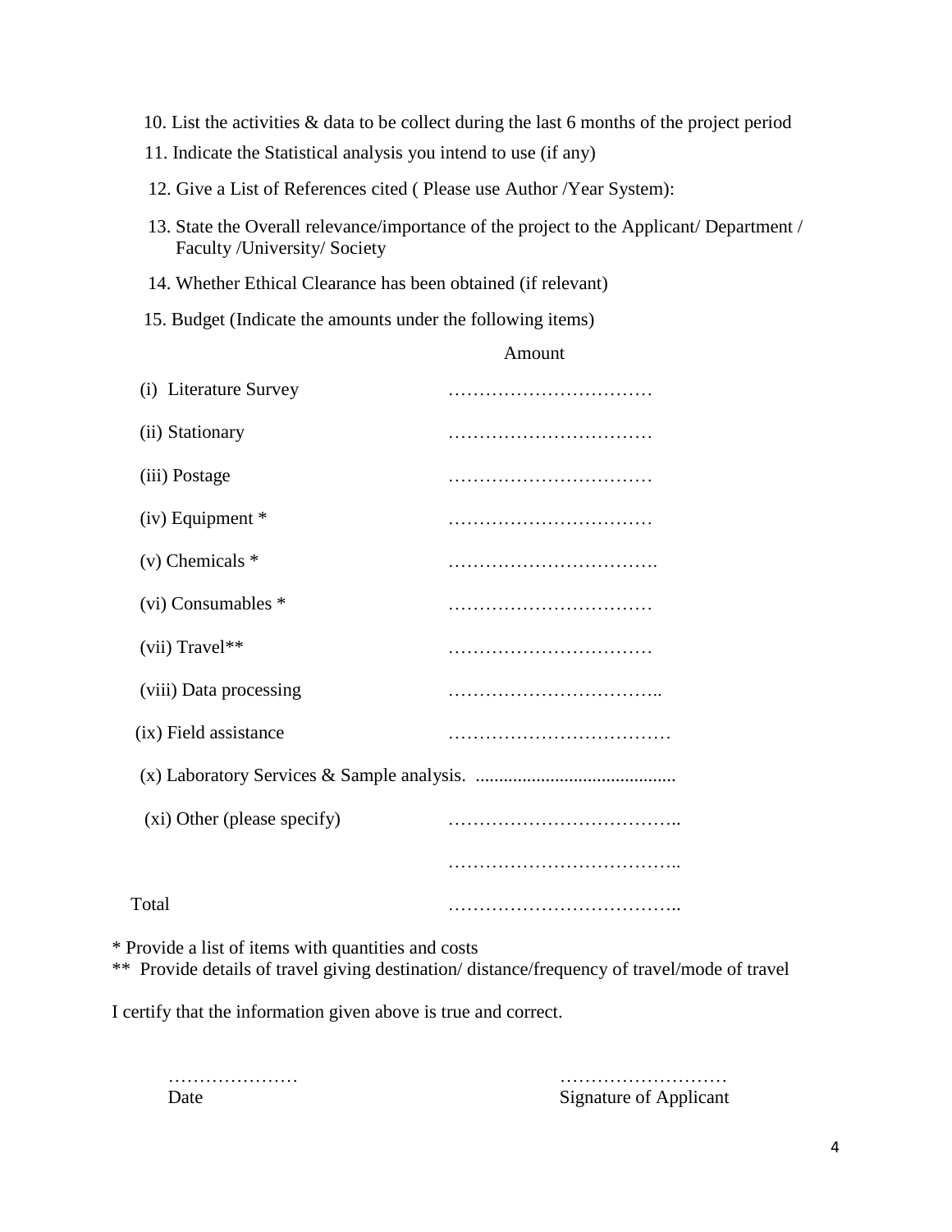10. List the activities & data to be collect during the last 6 months of the project period

11. Indicate the Statistical analysis you intend to use (if any)

12. Give a List of References cited ( Please use Author /Year System):

13. State the Overall relevance/importance of the project to the Applicant/ Department / Faculty /University/ Society

14. Whether Ethical Clearance has been obtained (if relevant)

15. Budget (Indicate the amounts under the following items)

| | Amount |
|---|---|
| (i) Literature Survey | …………………………… |
| (ii) Stationary | …………………………… |
| (iii) Postage | …………………………… |
| (iv) Equipment * | …………………………… |
| (v) Chemicals * | ……………………………. |
| (vi) Consumables * | …………………………… |
| (vii) Travel** | …………………………… |
| (viii) Data processing | …………………………….. |
| (ix) Field assistance | ……………………………… |
| (x) Laboratory Services & Sample analysis. | .......................................... |
| (xi) Other (please specify) | ……………………………….. |
| | ……………………………….. |
| Total | ……………………………….. |

\* Provide a list of items with quantities and costs

\*\* Provide details of travel giving destination/ distance/frequency of travel/mode of travel

I certify that the information given above is true and correct.

…………………
Date

………………………
Signature of Applicant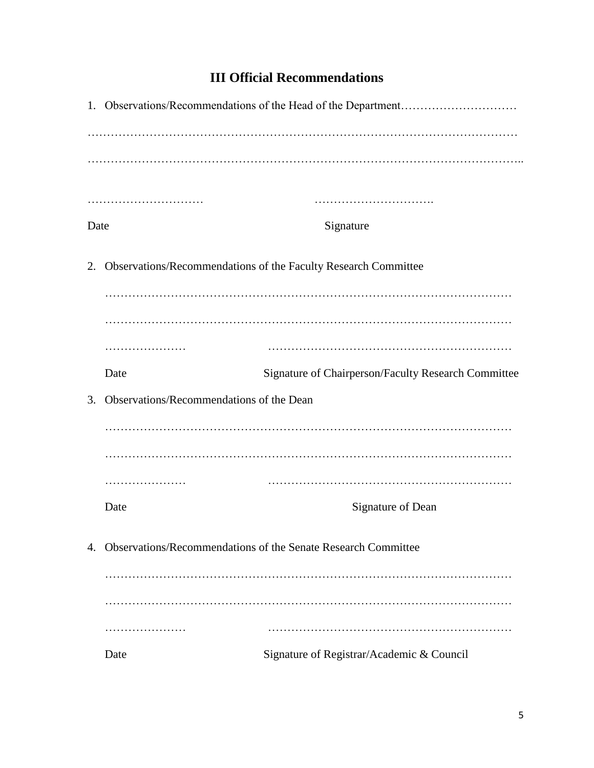## III Official Recommendations

1. Observations/Recommendations of the Head of the Department…………………………

…………………………………………………………………………………………………

…………………………………………………………………………………………………..

…………………………	…………………………….

Date	Signature

2. Observations/Recommendations of the Faculty Research Committee

………………………………………………………………………………………………

………………………………………………………………………………………………

…………………	………………………………………………………

Date	Signature of Chairperson/Faculty Research Committee

3. Observations/Recommendations of the Dean

………………………………………………………………………………………………

………………………………………………………………………………………………

…………………	………………………………………………………

Date	Signature of Dean

4. Observations/Recommendations of the Senate Research Committee

………………………………………………………………………………………………

………………………………………………………………………………………………

…………………	………………………………………………………

Date	Signature of Registrar/Academic & Council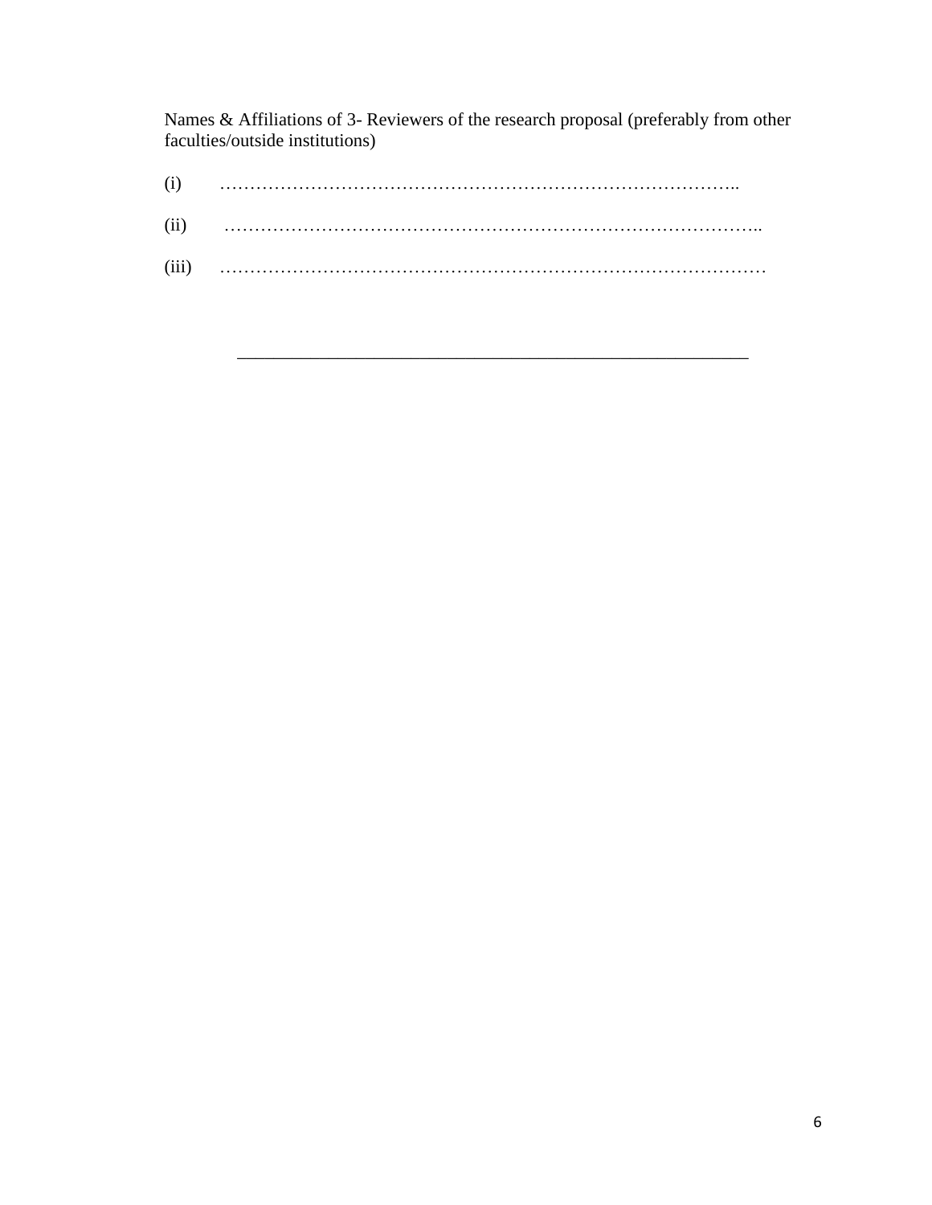Names & Affiliations of 3- Reviewers of the research proposal (preferably from other faculties/outside institutions)

(i) ……………………………………………………………………………..

(ii) ……………………………………………………………………………..

(iii) ………………………………………………………………………………

---